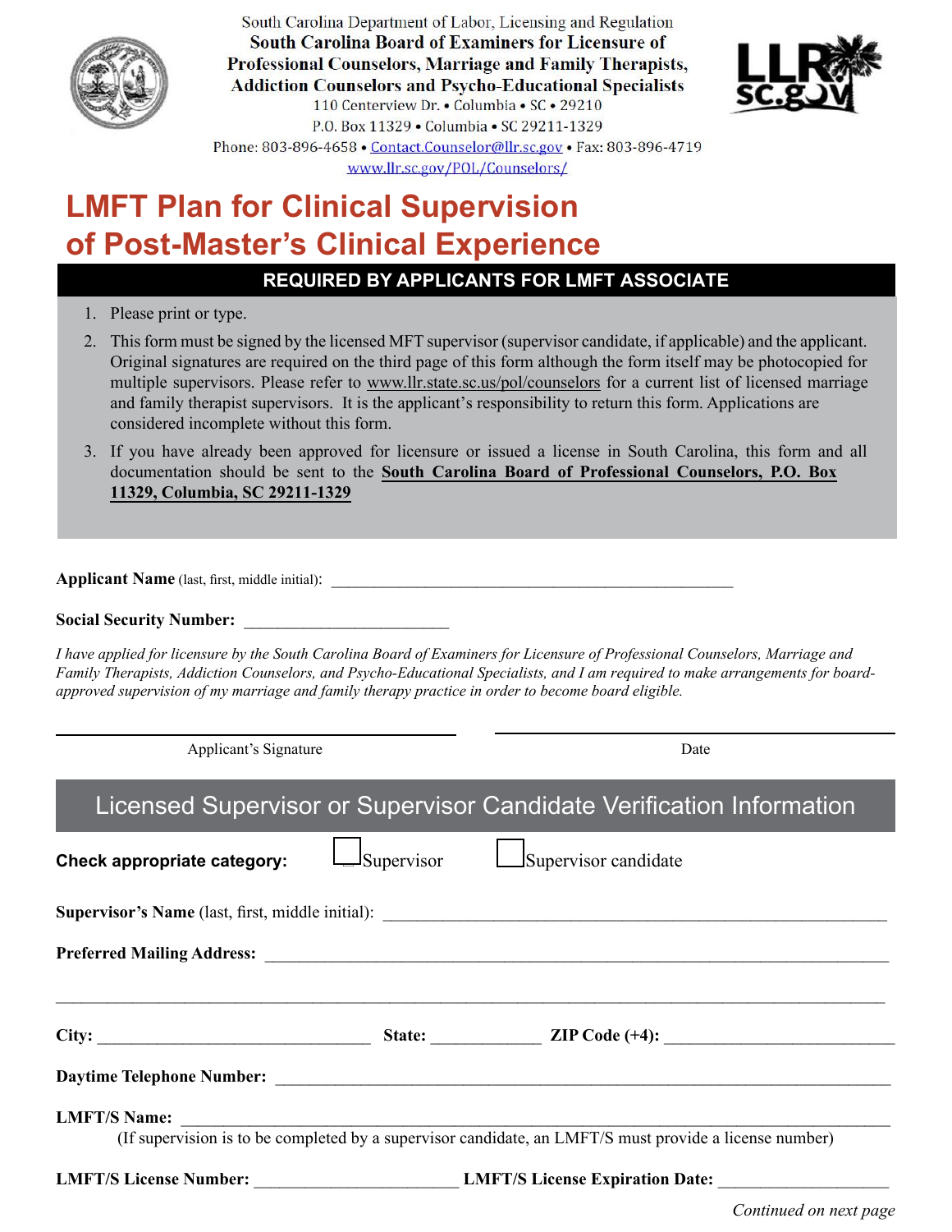South Carolina Department of Labor, Licensing and Regulation
**South Carolina Board of Examiners for Licensure of Professional Counselors, Marriage and Family Therapists, Addiction Counselors and Psycho-Educational Specialists**
110 Centerview Dr. • Columbia • SC • 29210
P.O. Box 11329 • Columbia • SC 29211-1329
Phone: 803-896-4658 • Contact.Counselor@llr.sc.gov • Fax: 803-896-4719
www.llr.sc.gov/POL/Counselors/

# LMFT Plan for Clinical Supervision of Post-Master's Clinical Experience

## REQUIRED BY APPLICANTS FOR LMFT ASSOCIATE

1. Please print or type.
2. This form must be signed by the licensed MFT supervisor (supervisor candidate, if applicable) and the applicant. Original signatures are required on the third page of this form although the form itself may be photocopied for multiple supervisors. Please refer to www.llr.state.sc.us/pol/counselors for a current list of licensed marriage and family therapist supervisors. It is the applicant's responsibility to return this form. Applications are considered incomplete without this form.
3. If you have already been approved for licensure or issued a license in South Carolina, this form and all documentation should be sent to the **South Carolina Board of Professional Counselors, P.O. Box 11329, Columbia, SC 29211-1329**

**Applicant Name** (last, first, middle initial): ______________________________________________

**Social Security Number:** ________________________

*I have applied for licensure by the South Carolina Board of Examiners for Licensure of Professional Counselors, Marriage and Family Therapists, Addiction Counselors, and Psycho-Educational Specialists, and I am required to make arrangements for board-approved supervision of my marriage and family therapy practice in order to become board eligible.*

______________________________________________ ______________________________________________
Applicant's Signature Date

## Licensed Supervisor or Supervisor Candidate Verification Information

**Check appropriate category:** ☐ Supervisor ☐ Supervisor candidate

**Supervisor's Name** (last, first, middle initial): ______________________________________________

**Preferred Mailing Address:** ______________________________________________

______________________________________________

**City:** ______________________ **State:** __________ **ZIP Code (+4):** ____________________

**Daytime Telephone Number:** ______________________________________________

**LMFT/S Name:** ______________________________________________
(If supervision is to be completed by a supervisor candidate, an LMFT/S must provide a license number)

**LMFT/S License Number:** ____________________ **LMFT/S License Expiration Date:** ____________________

*Continued on next page*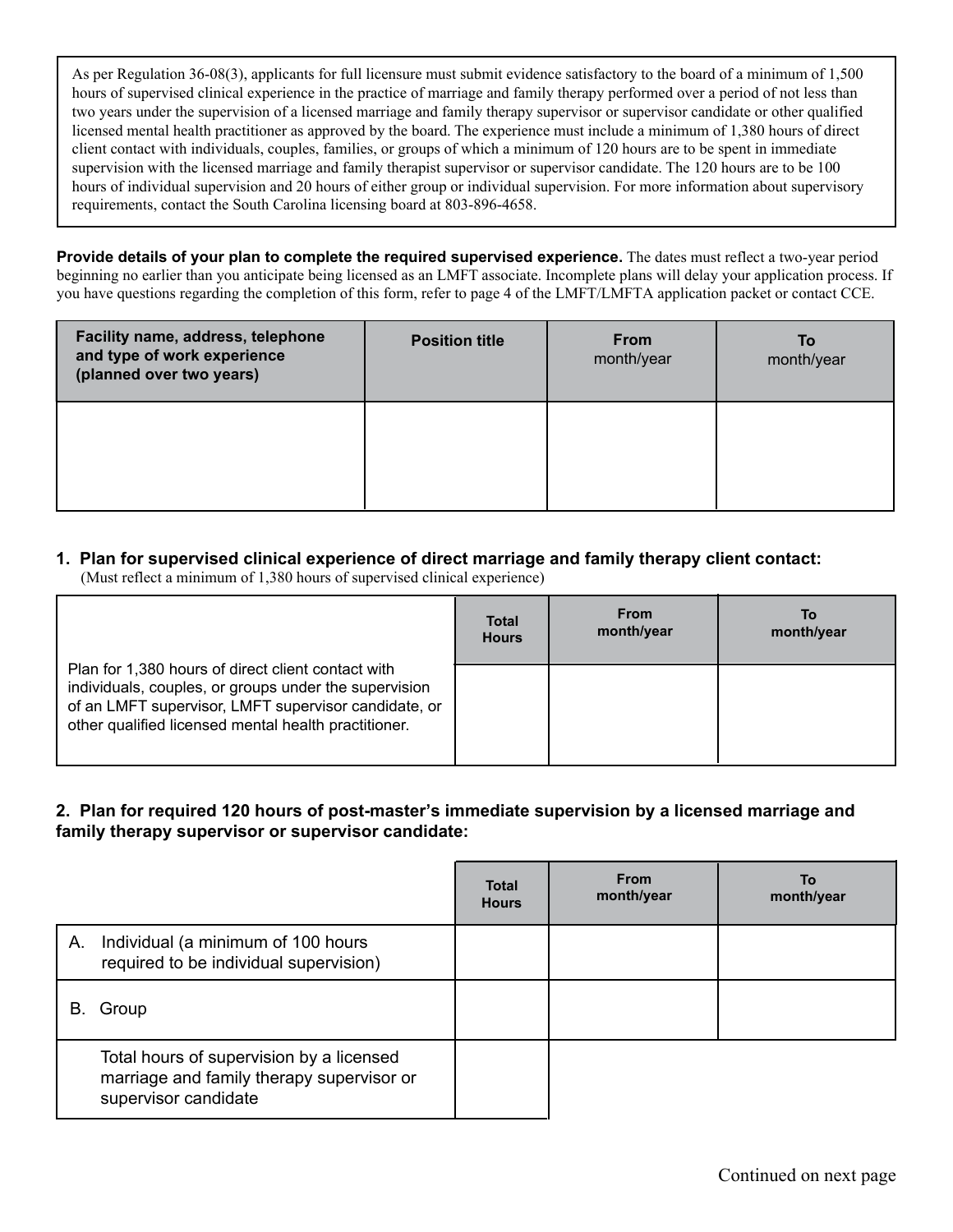As per Regulation 36-08(3), applicants for full licensure must submit evidence satisfactory to the board of a minimum of 1,500 hours of supervised clinical experience in the practice of marriage and family therapy performed over a period of not less than two years under the supervision of a licensed marriage and family therapy supervisor or supervisor candidate or other qualified licensed mental health practitioner as approved by the board. The experience must include a minimum of 1,380 hours of direct client contact with individuals, couples, families, or groups of which a minimum of 120 hours are to be spent in immediate supervision with the licensed marriage and family therapist supervisor or supervisor candidate. The 120 hours are to be 100 hours of individual supervision and 20 hours of either group or individual supervision. For more information about supervisory requirements, contact the South Carolina licensing board at 803-896-4658.

**Provide details of your plan to complete the required supervised experience.** The dates must reflect a two-year period beginning no earlier than you anticipate being licensed as an LMFT associate. Incomplete plans will delay your application process. If you have questions regarding the completion of this form, refer to page 4 of the LMFT/LMFTA application packet or contact CCE.

| Facility name, address, telephone and type of work experience (planned over two years) | Position title | From month/year | To month/year |
|---|---|---|---|
| | | | |

**1. Plan for supervised clinical experience of direct marriage and family therapy client contact:**
(Must reflect a minimum of 1,380 hours of supervised clinical experience)

| | Total Hours | From month/year | To month/year |
|---|---|---|---|
| Plan for 1,380 hours of direct client contact with individuals, couples, or groups under the supervision of an LMFT supervisor, LMFT supervisor candidate, or other qualified licensed mental health practitioner. | | | |

**2. Plan for required 120 hours of post-master's immediate supervision by a licensed marriage and family therapy supervisor or supervisor candidate:**

| | Total Hours | From month/year | To month/year |
|---|---|---|---|
| A. Individual (a minimum of 100 hours required to be individual supervision) | | | |
| B. Group | | | |
| Total hours of supervision by a licensed marriage and family therapy supervisor or supervisor candidate | | | |

Continued on next page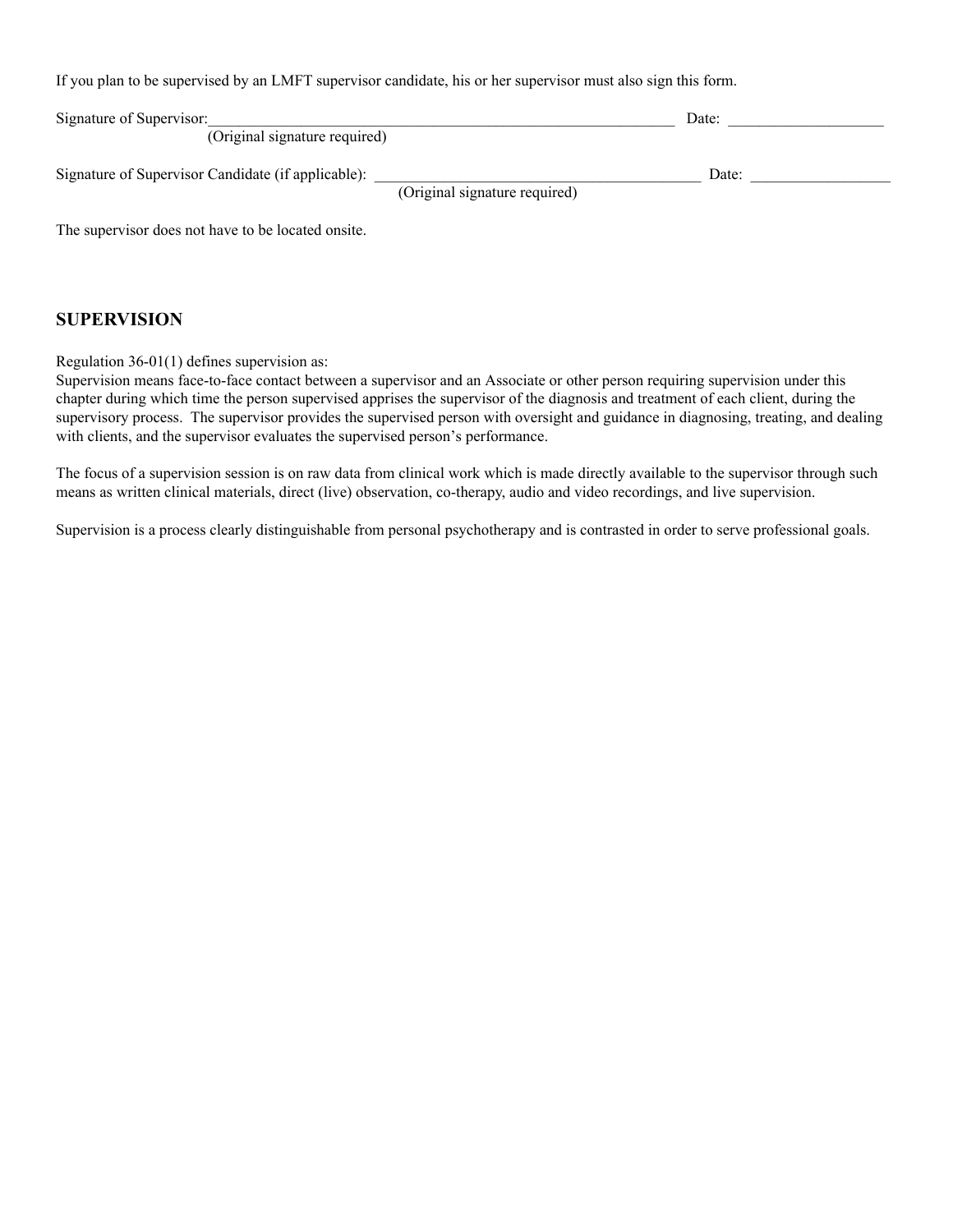If you plan to be supervised by an LMFT supervisor candidate, his or her supervisor must also sign this form.

Signature of Supervisor:_____________________________________________________________ Date: ____________________
(Original signature required)

Signature of Supervisor Candidate (if applicable): __________________________________________ Date: __________________
(Original signature required)

The supervisor does not have to be located onsite.

## SUPERVISION

Regulation 36-01(1) defines supervision as:
Supervision means face-to-face contact between a supervisor and an Associate or other person requiring supervision under this chapter during which time the person supervised apprises the supervisor of the diagnosis and treatment of each client, during the supervisory process. The supervisor provides the supervised person with oversight and guidance in diagnosing, treating, and dealing with clients, and the supervisor evaluates the supervised person's performance.

The focus of a supervision session is on raw data from clinical work which is made directly available to the supervisor through such means as written clinical materials, direct (live) observation, co-therapy, audio and video recordings, and live supervision.

Supervision is a process clearly distinguishable from personal psychotherapy and is contrasted in order to serve professional goals.